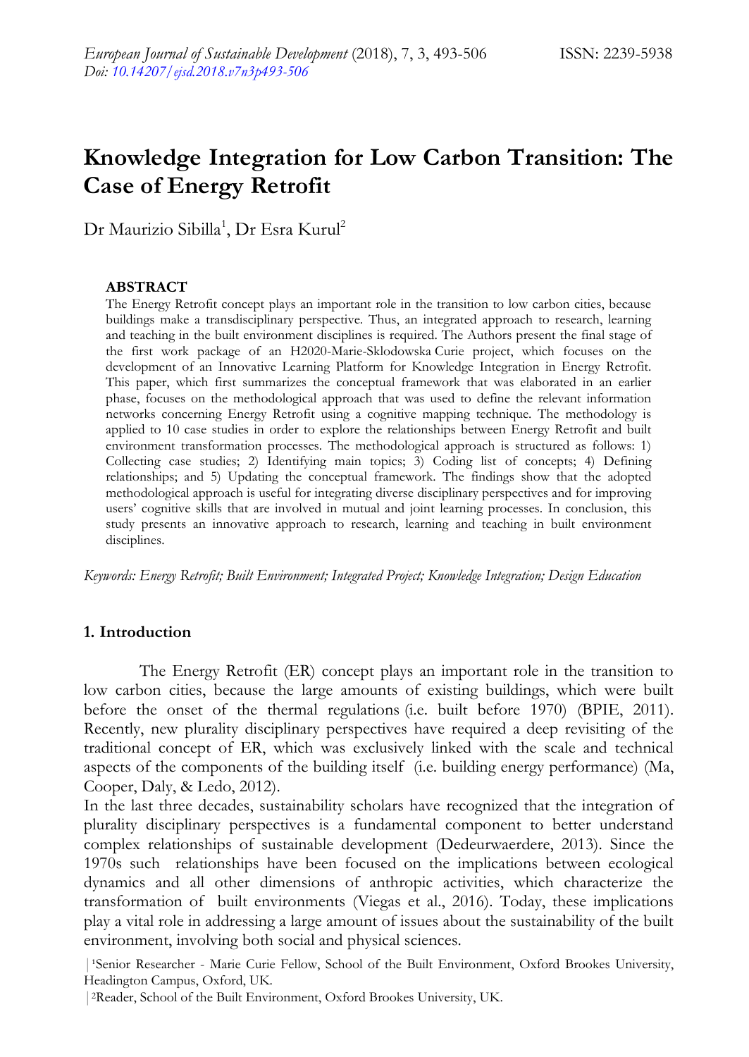# Knowledge Integration for Low Carbon Transition: The Case of Energy Retrofit

Dr Maurizio Sibilla[1], Dr Esra Kurul[2]

## ABSTRACT

The Energy Retrofit concept plays an important role in the transition to low carbon cities, because buildings make a transdisciplinary perspective. Thus, an integrated approach to research, learning and teaching in the built environment disciplines is required. The Authors present the final stage of the first work package of an H2020-Marie-Sklodowska Curie project, which focuses on the development of an Innovative Learning Platform for Knowledge Integration in Energy Retrofit. This paper, which first summarizes the conceptual framework that was elaborated in an earlier phase, focuses on the methodological approach that was used to define the relevant information networks concerning Energy Retrofit using a cognitive mapping technique. The methodology is applied to 10 case studies in order to explore the relationships between Energy Retrofit and built environment transformation processes. The methodological approach is structured as follows: 1) Collecting case studies; 2) Identifying main topics; 3) Coding list of concepts; 4) Defining relationships; and 5) Updating the conceptual framework. The findings show that the adopted methodological approach is useful for integrating diverse disciplinary perspectives and for improving users' cognitive skills that are involved in mutual and joint learning processes. In conclusion, this study presents an innovative approach to research, learning and teaching in built environment disciplines.

*Keywords: Energy Retrofit; Built Environment; Integrated Project; Knowledge Integration; Design Education*

## 1. Introduction

The Energy Retrofit (ER) concept plays an important role in the transition to low carbon cities, because the large amounts of existing buildings, which were built before the onset of the thermal regulations (i.e. built before 1970) (BPIE, 2011). Recently, new plurality disciplinary perspectives have required a deep revisiting of the traditional concept of ER, which was exclusively linked with the scale and technical aspects of the components of the building itself (i.e. building energy performance) (Ma, Cooper, Daly, & Ledo, 2012).

In the last three decades, sustainability scholars have recognized that the integration of plurality disciplinary perspectives is a fundamental component to better understand complex relationships of sustainable development (Dedeurwaerdere, 2013). Since the 1970s such relationships have been focused on the implications between ecological dynamics and all other dimensions of anthropic activities, which characterize the transformation of built environments (Viegas et al., 2016). Today, these implications play a vital role in addressing a large amount of issues about the sustainability of the built environment, involving both social and physical sciences.

[1]Senior Researcher - Marie Curie Fellow, School of the Built Environment, Oxford Brookes University, Headington Campus, Oxford, UK.

[2]Reader, School of the Built Environment, Oxford Brookes University, UK.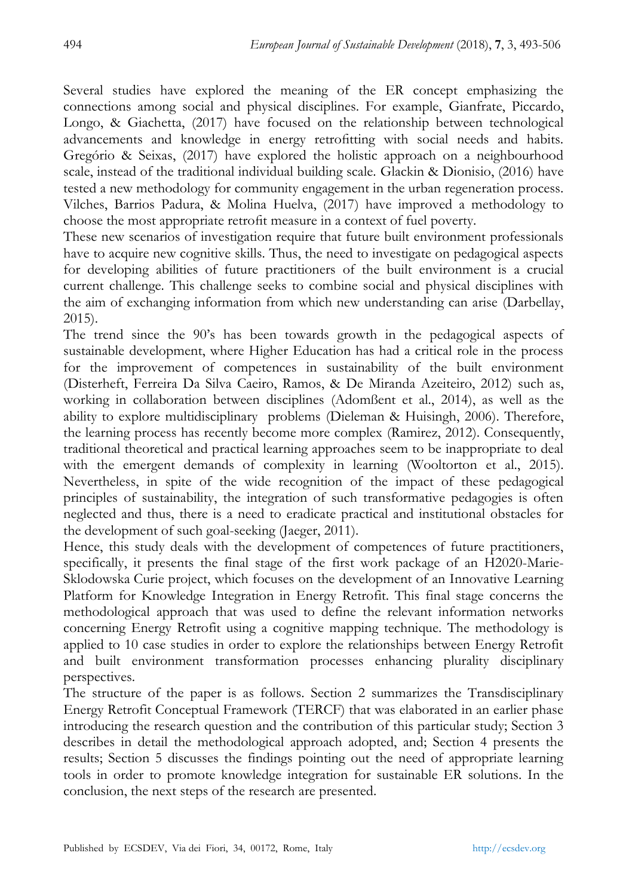Several studies have explored the meaning of the ER concept emphasizing the connections among social and physical disciplines. For example, Gianfrate, Piccardo, Longo, & Giachetta, (2017) have focused on the relationship between technological advancements and knowledge in energy retrofitting with social needs and habits. Gregório & Seixas, (2017) have explored the holistic approach on a neighbourhood scale, instead of the traditional individual building scale. Glackin & Dionisio, (2016) have tested a new methodology for community engagement in the urban regeneration process. Vilches, Barrios Padura, & Molina Huelva, (2017) have improved a methodology to choose the most appropriate retrofit measure in a context of fuel poverty.

These new scenarios of investigation require that future built environment professionals have to acquire new cognitive skills. Thus, the need to investigate on pedagogical aspects for developing abilities of future practitioners of the built environment is a crucial current challenge. This challenge seeks to combine social and physical disciplines with the aim of exchanging information from which new understanding can arise (Darbellay, 2015).

The trend since the 90's has been towards growth in the pedagogical aspects of sustainable development, where Higher Education has had a critical role in the process for the improvement of competences in sustainability of the built environment (Disterheft, Ferreira Da Silva Caeiro, Ramos, & De Miranda Azeiteiro, 2012) such as, working in collaboration between disciplines (Adomßent et al., 2014), as well as the ability to explore multidisciplinary problems (Dieleman & Huisingh, 2006). Therefore, the learning process has recently become more complex (Ramirez, 2012). Consequently, traditional theoretical and practical learning approaches seem to be inappropriate to deal with the emergent demands of complexity in learning (Wooltorton et al., 2015). Nevertheless, in spite of the wide recognition of the impact of these pedagogical principles of sustainability, the integration of such transformative pedagogies is often neglected and thus, there is a need to eradicate practical and institutional obstacles for the development of such goal-seeking (Jaeger, 2011).

Hence, this study deals with the development of competences of future practitioners, specifically, it presents the final stage of the first work package of an H2020-Marie-Sklodowska Curie project, which focuses on the development of an Innovative Learning Platform for Knowledge Integration in Energy Retrofit. This final stage concerns the methodological approach that was used to define the relevant information networks concerning Energy Retrofit using a cognitive mapping technique. The methodology is applied to 10 case studies in order to explore the relationships between Energy Retrofit and built environment transformation processes enhancing plurality disciplinary perspectives.

The structure of the paper is as follows. Section 2 summarizes the Transdisciplinary Energy Retrofit Conceptual Framework (TERCF) that was elaborated in an earlier phase introducing the research question and the contribution of this particular study; Section 3 describes in detail the methodological approach adopted, and; Section 4 presents the results; Section 5 discusses the findings pointing out the need of appropriate learning tools in order to promote knowledge integration for sustainable ER solutions. In the conclusion, the next steps of the research are presented.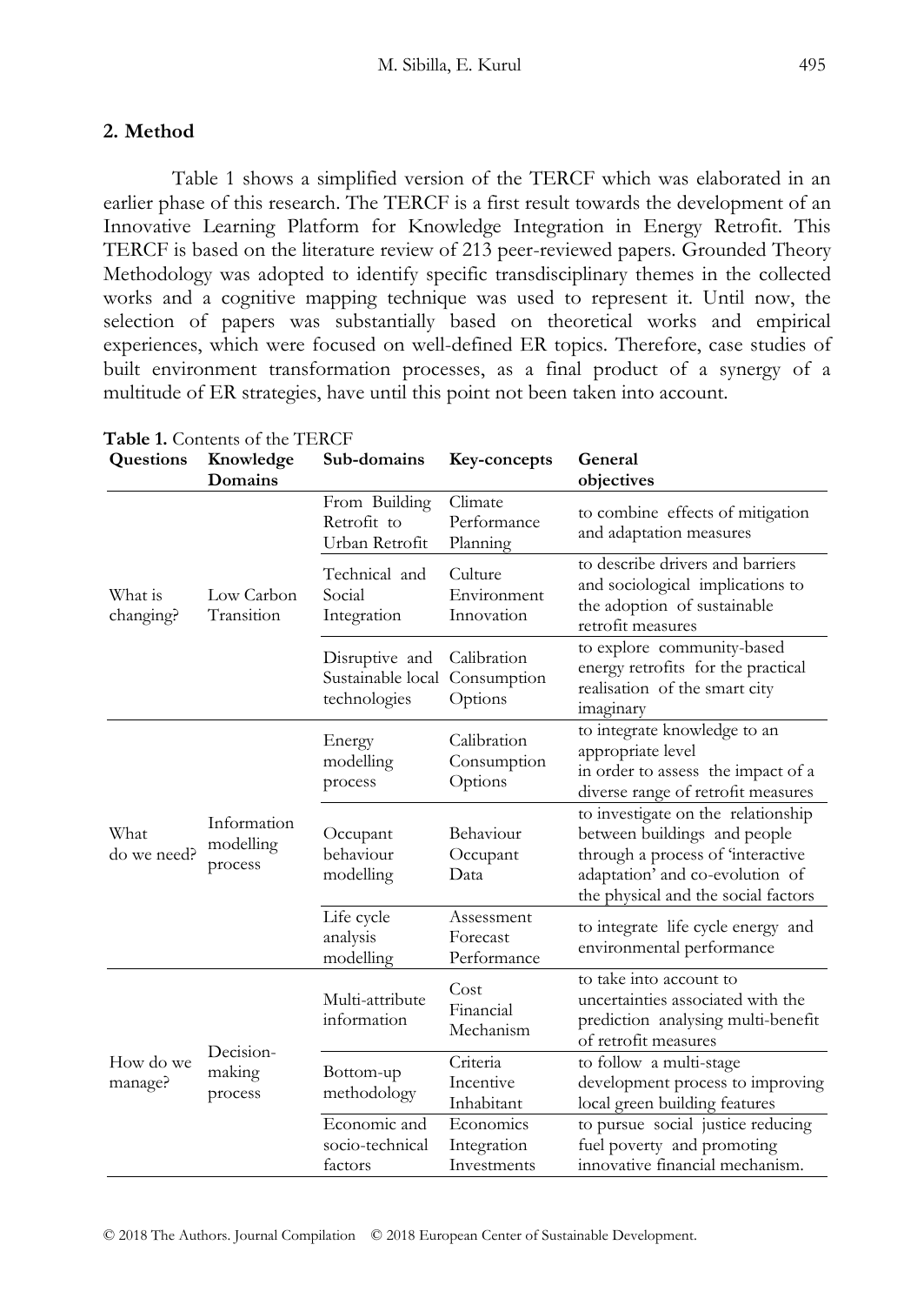## 2. Method

Table 1 shows a simplified version of the TERCF which was elaborated in an earlier phase of this research. The TERCF is a first result towards the development of an Innovative Learning Platform for Knowledge Integration in Energy Retrofit. This TERCF is based on the literature review of 213 peer-reviewed papers. Grounded Theory Methodology was adopted to identify specific transdisciplinary themes in the collected works and a cognitive mapping technique was used to represent it. Until now, the selection of papers was substantially based on theoretical works and empirical experiences, which were focused on well-defined ER topics. Therefore, case studies of built environment transformation processes, as a final product of a synergy of a multitude of ER strategies, have until this point not been taken into account.

**Table 1.** Contents of the TERCF

| Questions | Knowledge Domains | Sub-domains | Key-concepts | General objectives |
|---|---|---|---|---|
| What is changing? | Low Carbon Transition | From Building Retrofit to Urban Retrofit | Climate Performance Planning | to combine effects of mitigation and adaptation measures |
| | | Technical and Social Integration | Culture Environment Innovation | to describe drivers and barriers and sociological implications to the adoption of sustainable retrofit measures |
| | | Disruptive and Sustainable local technologies | Calibration Consumption Options | to explore community-based energy retrofits for the practical realisation of the smart city imaginary |
| What do we need? | Information modelling process | Energy modelling process | Calibration Consumption Options | to integrate knowledge to an appropriate level in order to assess the impact of a diverse range of retrofit measures |
| | | Occupant behaviour modelling | Behaviour Occupant Data | to investigate on the relationship between buildings and people through a process of 'interactive adaptation' and co-evolution of the physical and the social factors |
| | | Life cycle analysis modelling | Assessment Forecast Performance | to integrate life cycle energy and environmental performance |
| How do we manage? | Decision-making process | Multi-attribute information | Cost Financial Mechanism | to take into account to uncertainties associated with the prediction analysing multi-benefit of retrofit measures |
| | | Bottom-up methodology | Criteria Incentive Inhabitant | to follow a multi-stage development process to improving local green building features |
| | | Economic and socio-technical factors | Economics Integration Investments | to pursue social justice reducing fuel poverty and promoting innovative financial mechanism. |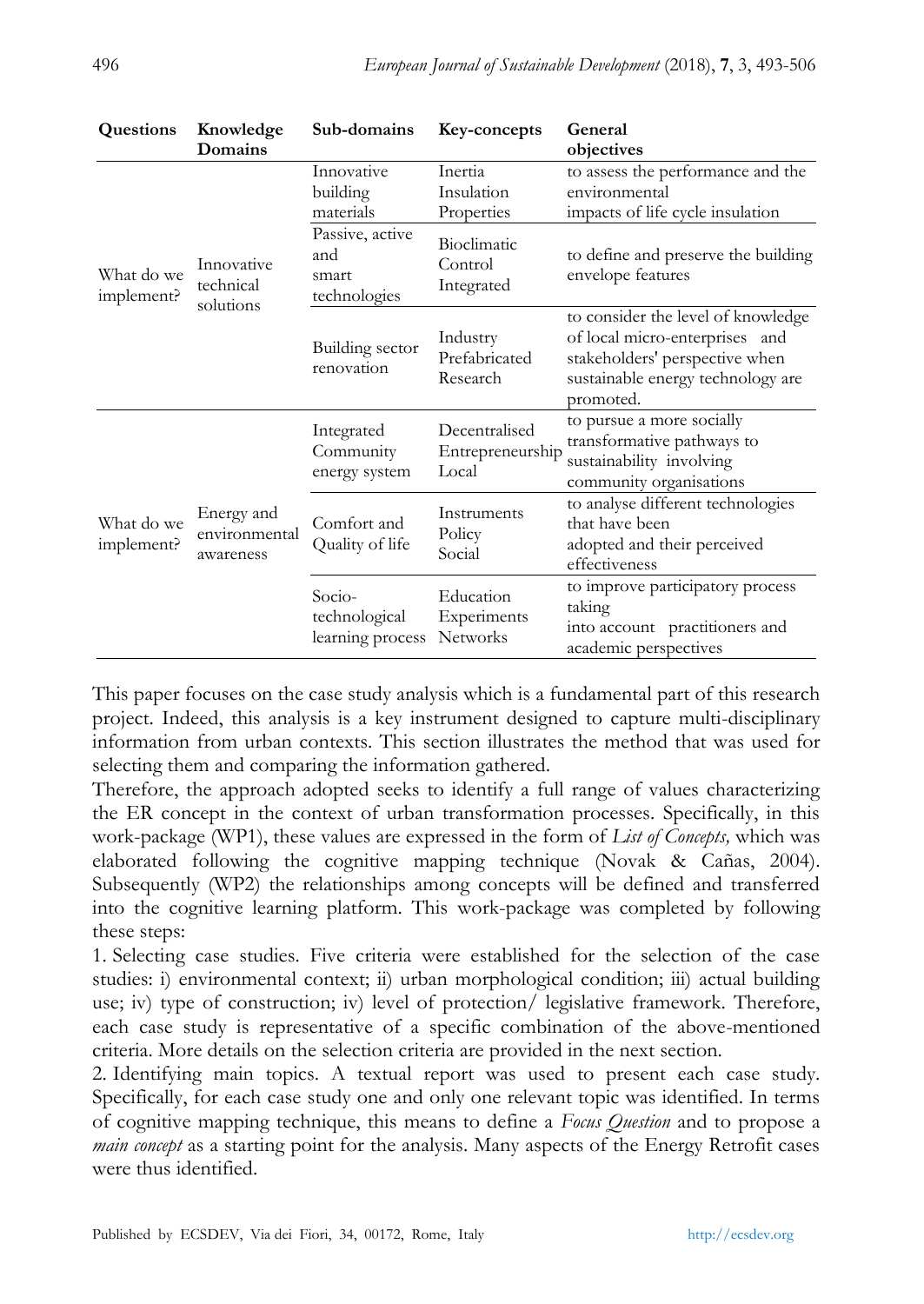| Questions | Knowledge Domains | Sub-domains | Key-concepts | General objectives |
|---|---|---|---|---|
| What do we implement? | Innovative technical solutions | Innovative building materials | Inertia Insulation Properties | to assess the performance and the environmental impacts of life cycle insulation |
| | | Passive, active and smart technologies | Bioclimatic Control Integrated | to define and preserve the building envelope features |
| | | Building sector renovation | Industry Prefabricated Research | to consider the level of knowledge of local micro-enterprises and stakeholders' perspective when sustainable energy technology are promoted. |
| What do we implement? | Energy and environmental awareness | Integrated Community energy system | Decentralised Entrepreneurship Local | to pursue a more socially transformative pathways to sustainability involving community organisations |
| | | Comfort and Quality of life | Instruments Policy Social | to analyse different technologies that have been adopted and their perceived effectiveness |
| | | Socio-technological learning process | Education Experiments Networks | to improve participatory process taking into account practitioners and academic perspectives |

This paper focuses on the case study analysis which is a fundamental part of this research project. Indeed, this analysis is a key instrument designed to capture multi-disciplinary information from urban contexts. This section illustrates the method that was used for selecting them and comparing the information gathered.

Therefore, the approach adopted seeks to identify a full range of values characterizing the ER concept in the context of urban transformation processes. Specifically, in this work-package (WP1), these values are expressed in the form of *List of Concepts,* which was elaborated following the cognitive mapping technique (Novak & Cañas, 2004). Subsequently (WP2) the relationships among concepts will be defined and transferred into the cognitive learning platform. This work-package was completed by following these steps:

1. Selecting case studies. Five criteria were established for the selection of the case studies: i) environmental context; ii) urban morphological condition; iii) actual building use; iv) type of construction; iv) level of protection/ legislative framework. Therefore, each case study is representative of a specific combination of the above-mentioned criteria. More details on the selection criteria are provided in the next section.

2. Identifying main topics. A textual report was used to present each case study. Specifically, for each case study one and only one relevant topic was identified. In terms of cognitive mapping technique, this means to define a *Focus Question* and to propose a *main concept* as a starting point for the analysis. Many aspects of the Energy Retrofit cases were thus identified.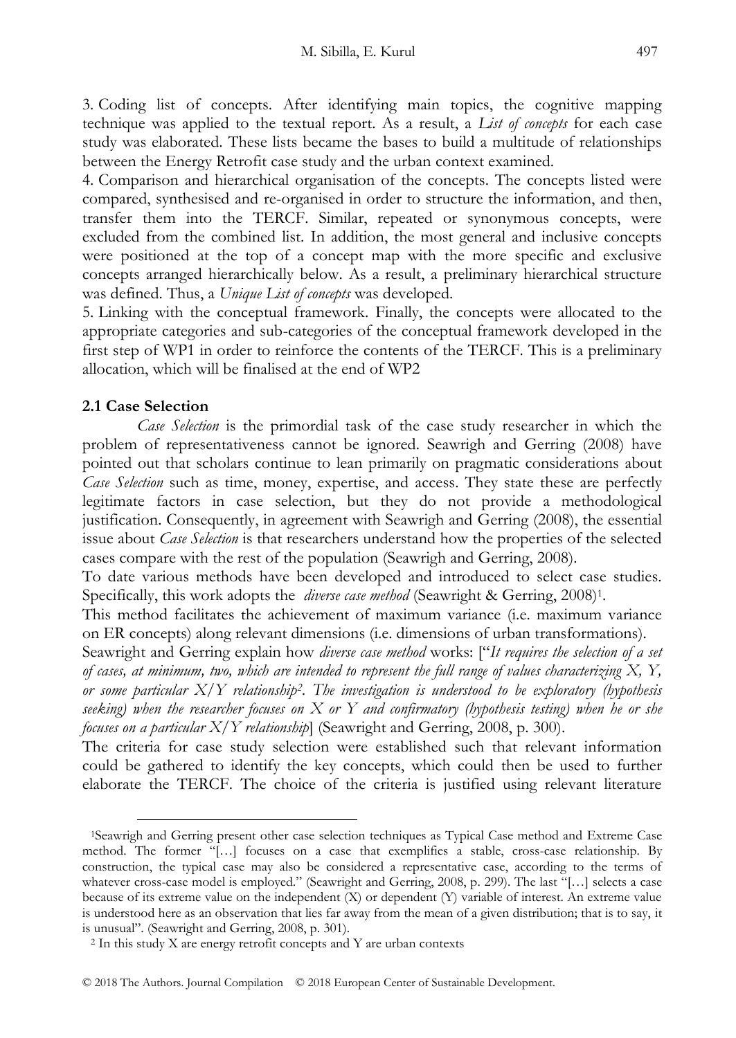3. Coding list of concepts. After identifying main topics, the cognitive mapping technique was applied to the textual report. As a result, a *List of concepts* for each case study was elaborated. These lists became the bases to build a multitude of relationships between the Energy Retrofit case study and the urban context examined.

4. Comparison and hierarchical organisation of the concepts. The concepts listed were compared, synthesised and re-organised in order to structure the information, and then, transfer them into the TERCF. Similar, repeated or synonymous concepts, were excluded from the combined list. In addition, the most general and inclusive concepts were positioned at the top of a concept map with the more specific and exclusive concepts arranged hierarchically below. As a result, a preliminary hierarchical structure was defined. Thus, a *Unique List of concepts* was developed.

5. Linking with the conceptual framework. Finally, the concepts were allocated to the appropriate categories and sub-categories of the conceptual framework developed in the first step of WP1 in order to reinforce the contents of the TERCF. This is a preliminary allocation, which will be finalised at the end of WP2

## 2.1 Case Selection

*Case Selection* is the primordial task of the case study researcher in which the problem of representativeness cannot be ignored. Seawrigh and Gerring (2008) have pointed out that scholars continue to lean primarily on pragmatic considerations about *Case Selection* such as time, money, expertise, and access. They state these are perfectly legitimate factors in case selection, but they do not provide a methodological justification. Consequently, in agreement with Seawrigh and Gerring (2008), the essential issue about *Case Selection* is that researchers understand how the properties of the selected cases compare with the rest of the population (Seawrigh and Gerring, 2008).

To date various methods have been developed and introduced to select case studies. Specifically, this work adopts the *diverse case method* (Seawright & Gerring, 2008)[1].

This method facilitates the achievement of maximum variance (i.e. maximum variance on ER concepts) along relevant dimensions (i.e. dimensions of urban transformations).

Seawright and Gerring explain how *diverse case method* works: ["*It requires the selection of a set of cases, at minimum, two, which are intended to represent the full range of values characterizing X, Y, or some particular X/Y relationship*[2]*. The investigation is understood to be exploratory (hypothesis seeking) when the researcher focuses on X or Y and confirmatory (hypothesis testing) when he or she focuses on a particular X/Y relationship*] (Seawright and Gerring, 2008, p. 300).

The criteria for case study selection were established such that relevant information could be gathered to identify the key concepts, which could then be used to further elaborate the TERCF. The choice of the criteria is justified using relevant literature

---

[1] Seawrigh and Gerring present other case selection techniques as Typical Case method and Extreme Case method. The former "[…] focuses on a case that exemplifies a stable, cross-case relationship. By construction, the typical case may also be considered a representative case, according to the terms of whatever cross-case model is employed." (Seawright and Gerring, 2008, p. 299). The last "[…] selects a case because of its extreme value on the independent (X) or dependent (Y) variable of interest. An extreme value is understood here as an observation that lies far away from the mean of a given distribution; that is to say, it is unusual". (Seawright and Gerring, 2008, p. 301).

[2] In this study X are energy retrofit concepts and Y are urban contexts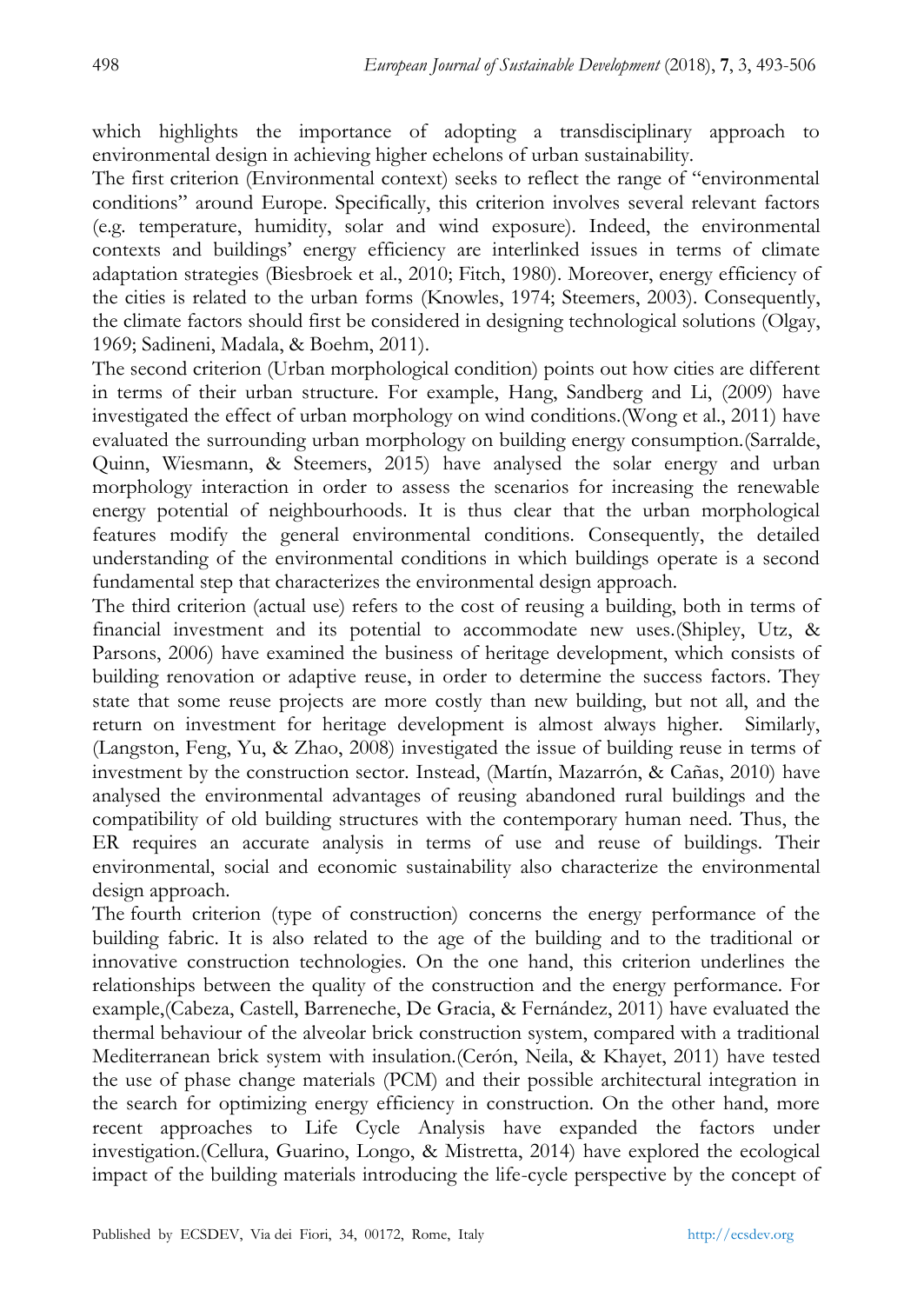which highlights the importance of adopting a transdisciplinary approach to environmental design in achieving higher echelons of urban sustainability.

The first criterion (Environmental context) seeks to reflect the range of "environmental conditions" around Europe. Specifically, this criterion involves several relevant factors (e.g. temperature, humidity, solar and wind exposure). Indeed, the environmental contexts and buildings' energy efficiency are interlinked issues in terms of climate adaptation strategies (Biesbroek et al., 2010; Fitch, 1980). Moreover, energy efficiency of the cities is related to the urban forms (Knowles, 1974; Steemers, 2003). Consequently, the climate factors should first be considered in designing technological solutions (Olgay, 1969; Sadineni, Madala, & Boehm, 2011).

The second criterion (Urban morphological condition) points out how cities are different in terms of their urban structure. For example, Hang, Sandberg and Li, (2009) have investigated the effect of urban morphology on wind conditions.(Wong et al., 2011) have evaluated the surrounding urban morphology on building energy consumption.(Sarralde, Quinn, Wiesmann, & Steemers, 2015) have analysed the solar energy and urban morphology interaction in order to assess the scenarios for increasing the renewable energy potential of neighbourhoods. It is thus clear that the urban morphological features modify the general environmental conditions. Consequently, the detailed understanding of the environmental conditions in which buildings operate is a second fundamental step that characterizes the environmental design approach.

The third criterion (actual use) refers to the cost of reusing a building, both in terms of financial investment and its potential to accommodate new uses.(Shipley, Utz, & Parsons, 2006) have examined the business of heritage development, which consists of building renovation or adaptive reuse, in order to determine the success factors. They state that some reuse projects are more costly than new building, but not all, and the return on investment for heritage development is almost always higher. Similarly, (Langston, Feng, Yu, & Zhao, 2008) investigated the issue of building reuse in terms of investment by the construction sector. Instead, (Martín, Mazarrón, & Cañas, 2010) have analysed the environmental advantages of reusing abandoned rural buildings and the compatibility of old building structures with the contemporary human need. Thus, the ER requires an accurate analysis in terms of use and reuse of buildings. Their environmental, social and economic sustainability also characterize the environmental design approach.

The fourth criterion (type of construction) concerns the energy performance of the building fabric. It is also related to the age of the building and to the traditional or innovative construction technologies. On the one hand, this criterion underlines the relationships between the quality of the construction and the energy performance. For example,(Cabeza, Castell, Barreneche, De Gracia, & Fernández, 2011) have evaluated the thermal behaviour of the alveolar brick construction system, compared with a traditional Mediterranean brick system with insulation.(Cerón, Neila, & Khayet, 2011) have tested the use of phase change materials (PCM) and their possible architectural integration in the search for optimizing energy efficiency in construction. On the other hand, more recent approaches to Life Cycle Analysis have expanded the factors under investigation.(Cellura, Guarino, Longo, & Mistretta, 2014) have explored the ecological impact of the building materials introducing the life-cycle perspective by the concept of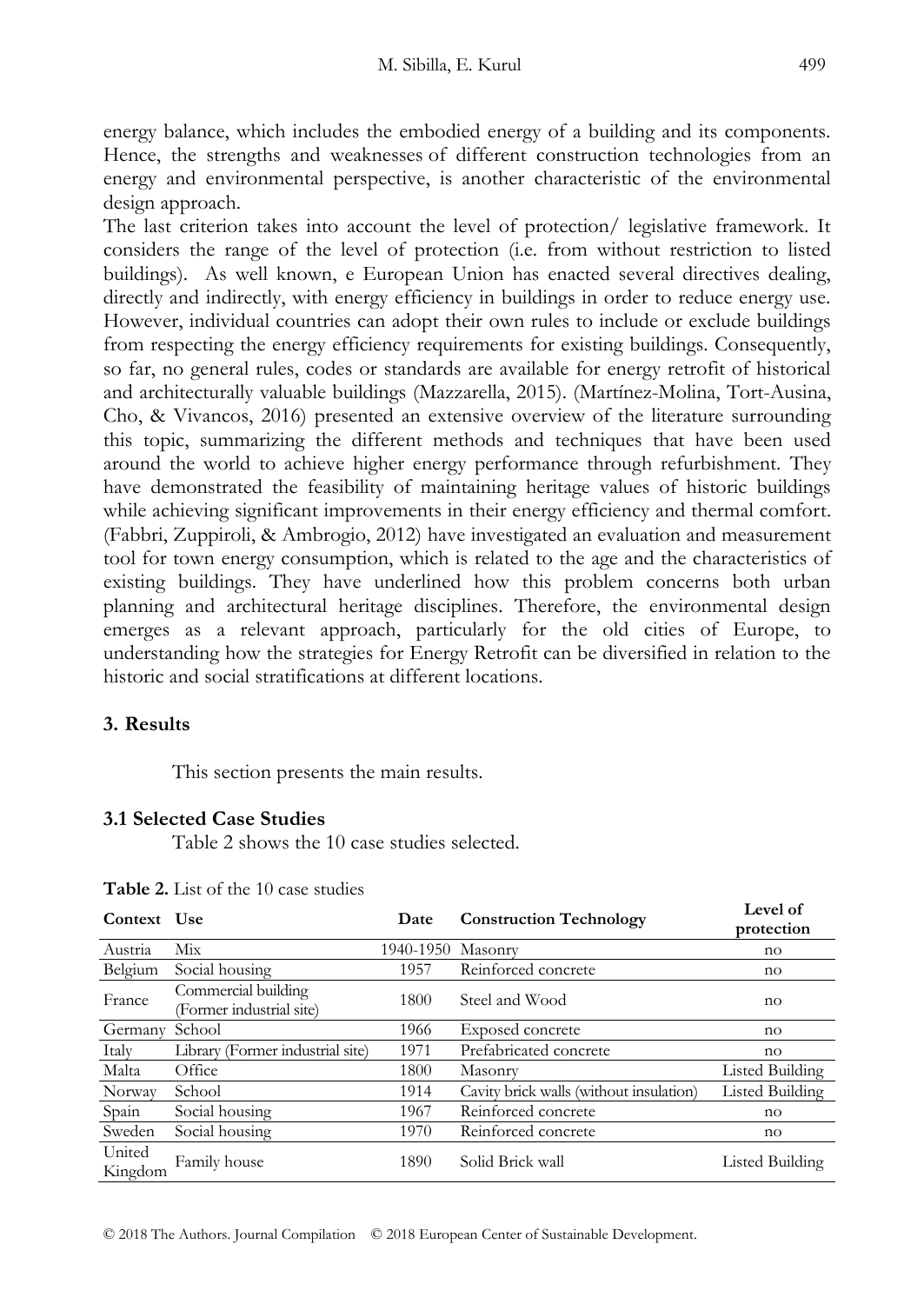energy balance, which includes the embodied energy of a building and its components. Hence, the strengths and weaknesses of different construction technologies from an energy and environmental perspective, is another characteristic of the environmental design approach.

The last criterion takes into account the level of protection/ legislative framework. It considers the range of the level of protection (i.e. from without restriction to listed buildings). As well known, e European Union has enacted several directives dealing, directly and indirectly, with energy efficiency in buildings in order to reduce energy use. However, individual countries can adopt their own rules to include or exclude buildings from respecting the energy efficiency requirements for existing buildings. Consequently, so far, no general rules, codes or standards are available for energy retrofit of historical and architecturally valuable buildings (Mazzarella, 2015). (Martínez-Molina, Tort-Ausina, Cho, & Vivancos, 2016) presented an extensive overview of the literature surrounding this topic, summarizing the different methods and techniques that have been used around the world to achieve higher energy performance through refurbishment. They have demonstrated the feasibility of maintaining heritage values of historic buildings while achieving significant improvements in their energy efficiency and thermal comfort. (Fabbri, Zuppiroli, & Ambrogio, 2012) have investigated an evaluation and measurement tool for town energy consumption, which is related to the age and the characteristics of existing buildings. They have underlined how this problem concerns both urban planning and architectural heritage disciplines. Therefore, the environmental design emerges as a relevant approach, particularly for the old cities of Europe, to understanding how the strategies for Energy Retrofit can be diversified in relation to the historic and social stratifications at different locations.

## 3. Results

This section presents the main results.

### 3.1 Selected Case Studies

Table 2 shows the 10 case studies selected.

**Table 2.** List of the 10 case studies

| Context | Use | Date | Construction Technology | Level of protection |
|---|---|---|---|---|
| Austria | Mix | 1940-1950 | Masonry | no |
| Belgium | Social housing | 1957 | Reinforced concrete | no |
| France | Commercial building (Former industrial site) | 1800 | Steel and Wood | no |
| Germany | School | 1966 | Exposed concrete | no |
| Italy | Library (Former industrial site) | 1971 | Prefabricated concrete | no |
| Malta | Office | 1800 | Masonry | Listed Building |
| Norway | School | 1914 | Cavity brick walls (without insulation) | Listed Building |
| Spain | Social housing | 1967 | Reinforced concrete | no |
| Sweden | Social housing | 1970 | Reinforced concrete | no |
| United Kingdom | Family house | 1890 | Solid Brick wall | Listed Building |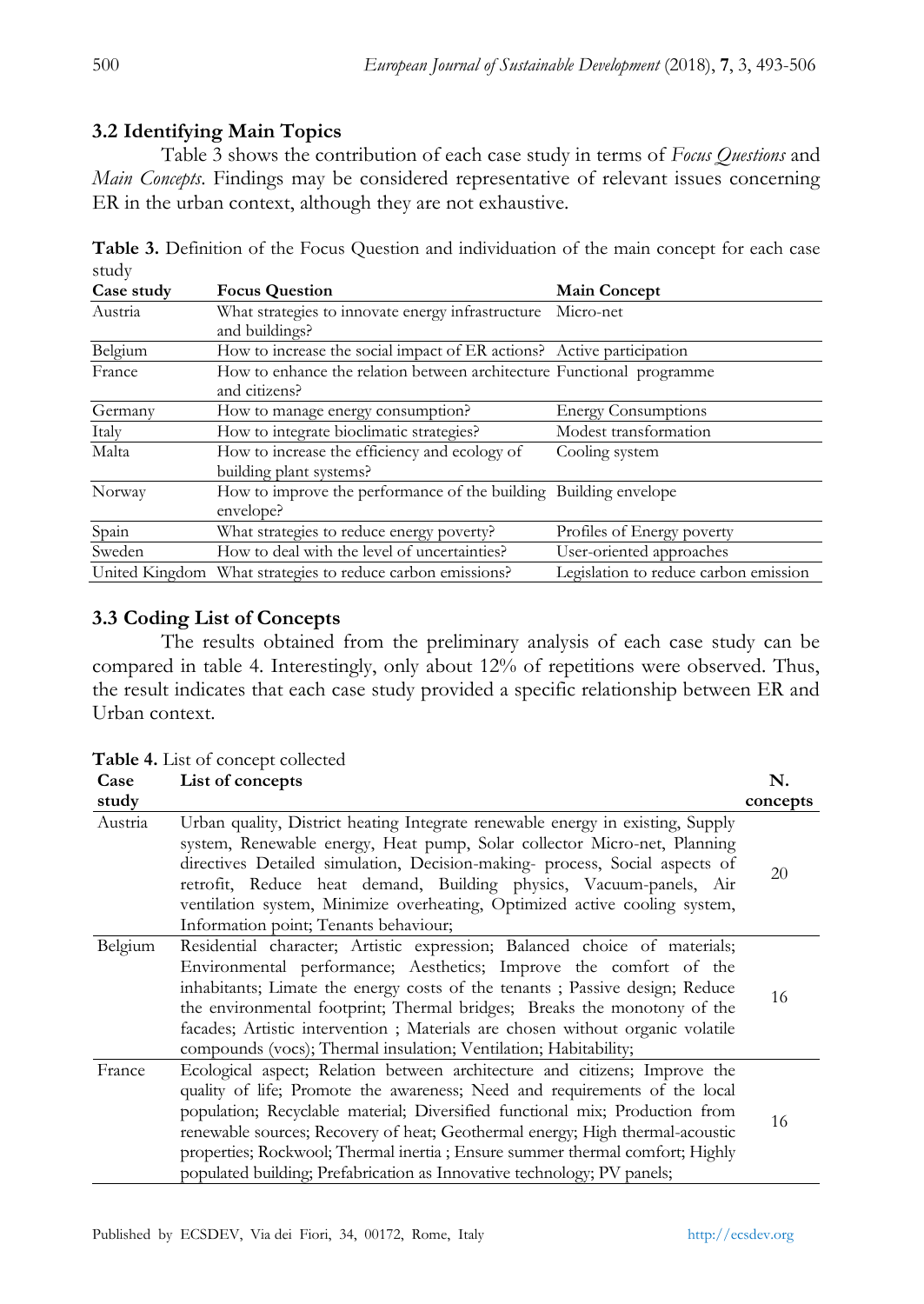### 3.2 Identifying Main Topics

Table 3 shows the contribution of each case study in terms of *Focus Questions* and *Main Concepts*. Findings may be considered representative of relevant issues concerning ER in the urban context, although they are not exhaustive.

**Table 3.** Definition of the Focus Question and individuation of the main concept for each case study

| Case study | Focus Question | Main Concept |
|---|---|---|
| Austria | What strategies to innovate energy infrastructure and buildings? | Micro-net |
| Belgium | How to increase the social impact of ER actions? | Active participation |
| France | How to enhance the relation between architecture and citizens? | Functional programme |
| Germany | How to manage energy consumption? | Energy Consumptions |
| Italy | How to integrate bioclimatic strategies? | Modest transformation |
| Malta | How to increase the efficiency and ecology of building plant systems? | Cooling system |
| Norway | How to improve the performance of the building envelope? | Building envelope |
| Spain | What strategies to reduce energy poverty? | Profiles of Energy poverty |
| Sweden | How to deal with the level of uncertainties? | User-oriented approaches |
| United Kingdom | What strategies to reduce carbon emissions? | Legislation to reduce carbon emission |

### 3.3 Coding List of Concepts

The results obtained from the preliminary analysis of each case study can be compared in table 4. Interestingly, only about 12% of repetitions were observed. Thus, the result indicates that each case study provided a specific relationship between ER and Urban context.

**Table 4.** List of concept collected

| Case study | List of concepts | N. concepts |
|---|---|---|
| Austria | Urban quality, District heating Integrate renewable energy in existing, Supply system, Renewable energy, Heat pump, Solar collector Micro-net, Planning directives Detailed simulation, Decision-making- process, Social aspects of retrofit, Reduce heat demand, Building physics, Vacuum-panels, Air ventilation system, Minimize overheating, Optimized active cooling system, Information point; Tenants behaviour; | 20 |
| Belgium | Residential character; Artistic expression; Balanced choice of materials; Environmental performance; Aesthetics; Improve the comfort of the inhabitants; Limate the energy costs of the tenants ; Passive design; Reduce the environmental footprint; Thermal bridges; Breaks the monotony of the facades; Artistic intervention ; Materials are chosen without organic volatile compounds (vocs); Thermal insulation; Ventilation; Habitability; | 16 |
| France | Ecological aspect; Relation between architecture and citizens; Improve the quality of life; Promote the awareness; Need and requirements of the local population; Recyclable material; Diversified functional mix; Production from renewable sources; Recovery of heat; Geothermal energy; High thermal-acoustic properties; Rockwool; Thermal inertia ; Ensure summer thermal comfort; Highly populated building; Prefabrication as Innovative technology; PV panels; | 16 |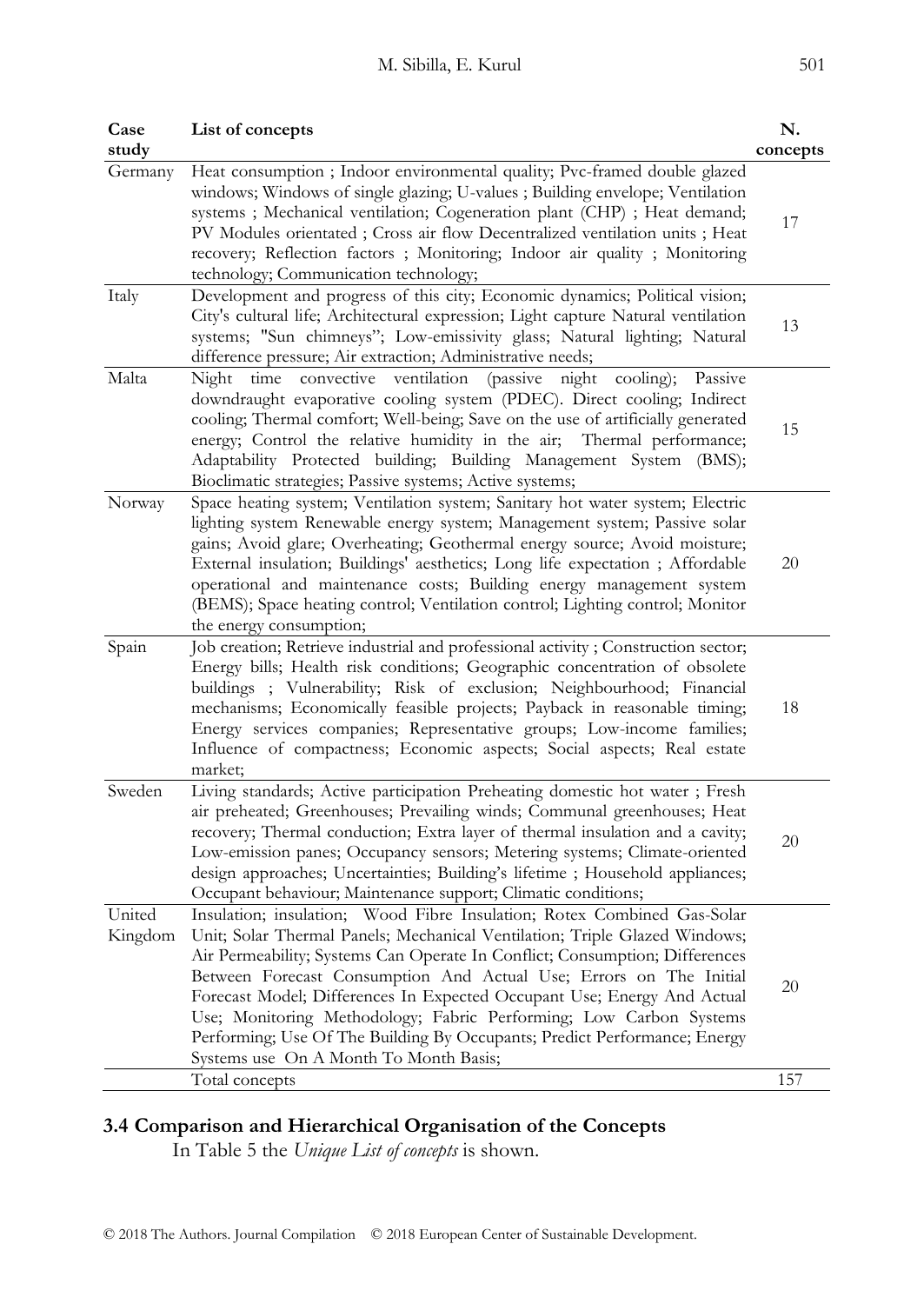| Case study | List of concepts | N. concepts |
|---|---|---|
| Germany | Heat consumption ; Indoor environmental quality; Pvc-framed double glazed windows; Windows of single glazing; U-values ; Building envelope; Ventilation systems ; Mechanical ventilation; Cogeneration plant (CHP) ; Heat demand; PV Modules orientated ; Cross air flow Decentralized ventilation units ; Heat recovery; Reflection factors ; Monitoring; Indoor air quality ; Monitoring technology; Communication technology; | 17 |
| Italy | Development and progress of this city; Economic dynamics; Political vision; City's cultural life; Architectural expression; Light capture Natural ventilation systems; "Sun chimneys"; Low-emissivity glass; Natural lighting; Natural difference pressure; Air extraction; Administrative needs; | 13 |
| Malta | Night time convective ventilation (passive night cooling); Passive downdraught evaporative cooling system (PDEC). Direct cooling; Indirect cooling; Thermal comfort; Well-being; Save on the use of artificially generated energy; Control the relative humidity in the air; Thermal performance; Adaptability Protected building; Building Management System (BMS); Bioclimatic strategies; Passive systems; Active systems; | 15 |
| Norway | Space heating system; Ventilation system; Sanitary hot water system; Electric lighting system Renewable energy system; Management system; Passive solar gains; Avoid glare; Overheating; Geothermal energy source; Avoid moisture; External insulation; Buildings' aesthetics; Long life expectation ; Affordable operational and maintenance costs; Building energy management system (BEMS); Space heating control; Ventilation control; Lighting control; Monitor the energy consumption; | 20 |
| Spain | Job creation; Retrieve industrial and professional activity ; Construction sector; Energy bills; Health risk conditions; Geographic concentration of obsolete buildings ; Vulnerability; Risk of exclusion; Neighbourhood; Financial mechanisms; Economically feasible projects; Payback in reasonable timing; Energy services companies; Representative groups; Low-income families; Influence of compactness; Economic aspects; Social aspects; Real estate market; | 18 |
| Sweden | Living standards; Active participation Preheating domestic hot water ; Fresh air preheated; Greenhouses; Prevailing winds; Communal greenhouses; Heat recovery; Thermal conduction; Extra layer of thermal insulation and a cavity; Low-emission panes; Occupancy sensors; Metering systems; Climate-oriented design approaches; Uncertainties; Building's lifetime ; Household appliances; Occupant behaviour; Maintenance support; Climatic conditions; | 20 |
| United Kingdom | Insulation; insulation; Wood Fibre Insulation; Rotex Combined Gas-Solar Unit; Solar Thermal Panels; Mechanical Ventilation; Triple Glazed Windows; Air Permeability; Systems Can Operate In Conflict; Consumption; Differences Between Forecast Consumption And Actual Use; Errors on The Initial Forecast Model; Differences In Expected Occupant Use; Energy And Actual Use; Monitoring Methodology; Fabric Performing; Low Carbon Systems Performing; Use Of The Building By Occupants; Predict Performance; Energy Systems use On A Month To Month Basis; | 20 |
| | Total concepts | 157 |

### 3.4 Comparison and Hierarchical Organisation of the Concepts

In Table 5 the *Unique List of concepts* is shown.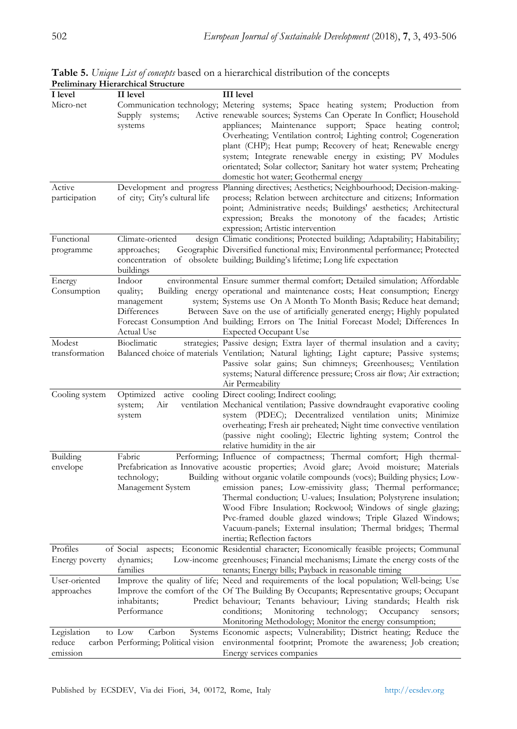**Table 5.** *Unique List of concepts* based on a hierarchical distribution of the concepts

**Preliminary Hierarchical Structure**

| I level | II level | III level |
|---|---|---|
| Micro-net | Communication technology; Supply systems; Active systems | Metering systems; Space heating system; Production from renewable sources; Systems Can Operate In Conflict; Household appliances; Maintenance support; Space heating control; Overheating; Ventilation control; Lighting control; Cogeneration plant (CHP); Heat pump; Recovery of heat; Renewable energy system; Integrate renewable energy in existing; PV Modules orientated; Solar collector; Sanitary hot water system; Preheating domestic hot water; Geothermal energy |
| Active participation | Development and progress of city; City's cultural life | Planning directives; Aesthetics; Neighbourhood; Decision-making-process; Relation between architecture and citizens; Information point; Administrative needs; Buildings' aesthetics; Architectural expression; Breaks the monotony of the facades; Artistic expression; Artistic intervention |
| Functional programme | Climate-oriented design approaches; Geographic concentration of obsolete buildings | Climatic conditions; Protected building; Adaptability; Habitability; Diversified functional mix; Environmental performance; Protected building; Building's lifetime; Long life expectation |
| Energy Consumption | Indoor environmental quality; Building energy management system; Differences Between Forecast Consumption And Actual Use | Ensure summer thermal comfort; Detailed simulation; Affordable operational and maintenance costs; Heat consumption; Energy Systems use On A Month To Month Basis; Reduce heat demand; Save on the use of artificially generated energy; Highly populated building; Errors on The Initial Forecast Model; Differences In Expected Occupant Use |
| Modest transformation | Bioclimatic strategies; Balanced choice of materials | Passive design; Extra layer of thermal insulation and a cavity; Ventilation; Natural lighting; Light capture; Passive systems; Passive solar gains; Sun chimneys; Greenhouses;; Ventilation systems; Natural difference pressure; Cross air flow; Air extraction; Air Permeability |
| Cooling system | Optimized active cooling system; Air ventilation system | Direct cooling; Indirect cooling; Mechanical ventilation; Passive downdraught evaporative cooling system (PDEC); Decentralized ventilation units; Minimize overheating; Fresh air preheated; Night time convective ventilation (passive night cooling); Electric lighting system; Control the relative humidity in the air |
| Building envelope | Fabric Performing; Prefabrication as Innovative technology; Building Management System | Influence of compactness; Thermal comfort; High thermal-acoustic properties; Avoid glare; Avoid moisture; Materials without organic volatile compounds (vocs); Building physics; Low-emission panes; Low-emissivity glass; Thermal performance; Thermal conduction; U-values; Insulation; Polystyrene insulation; Wood Fibre Insulation; Rockwool; Windows of single glazing; Pvc-framed double glazed windows; Triple Glazed Windows; Vacuum-panels; External insulation; Thermal bridges; Thermal inertia; Reflection factors |
| Profiles of Energy poverty | Social aspects; Economic dynamics; Low-income families | Residential character; Economically feasible projects; Communal greenhouses; Financial mechanisms; Limate the energy costs of the tenants; Energy bills; Payback in reasonable timing |
| User-oriented approaches | Improve the quality of life; Improve the comfort of the inhabitants; Predict Performance | Need and requirements of the local population; Well-being; Use Of The Building By Occupants; Representative groups; Occupant behaviour; Tenants behaviour; Living standards; Health risk conditions; Monitoring technology; Occupancy sensors; Monitoring Methodology; Monitor the energy consumption; |
| Legislation to reduce carbon emission | Low Carbon Systems Performing; Political vision | Economic aspects; Vulnerability; District heating; Reduce the environmental footprint; Promote the awareness; Job creation; Energy services companies |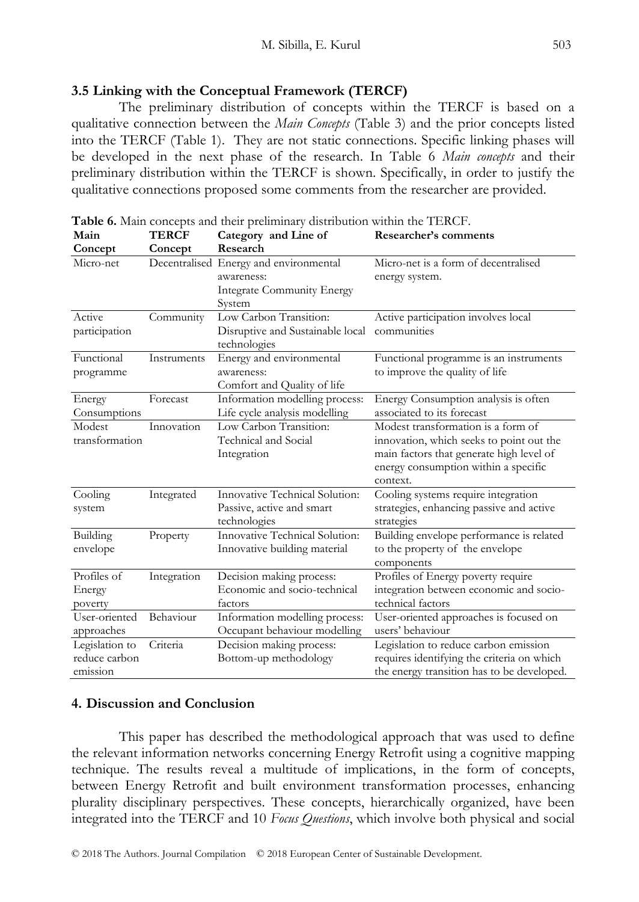### 3.5 Linking with the Conceptual Framework (TERCF)

The preliminary distribution of concepts within the TERCF is based on a qualitative connection between the *Main Concepts* (Table 3) and the prior concepts listed into the TERCF (Table 1). They are not static connections. Specific linking phases will be developed in the next phase of the research. In Table 6 *Main concepts* and their preliminary distribution within the TERCF is shown. Specifically, in order to justify the qualitative connections proposed some comments from the researcher are provided.

**Table 6.** Main concepts and their preliminary distribution within the TERCF.

| Main Concept | TERCF Concept | Category and Line of Research | Researcher's comments |
|---|---|---|---|
| Micro-net | Decentralised | Energy and environmental awareness: Integrate Community Energy System | Micro-net is a form of decentralised energy system. |
| Active participation | Community | Low Carbon Transition: Disruptive and Sustainable local technologies | Active participation involves local communities |
| Functional programme | Instruments | Energy and environmental awareness: Comfort and Quality of life | Functional programme is an instruments to improve the quality of life |
| Energy Consumptions | Forecast | Information modelling process: Life cycle analysis modelling | Energy Consumption analysis is often associated to its forecast |
| Modest transformation | Innovation | Low Carbon Transition: Technical and Social Integration | Modest transformation is a form of innovation, which seeks to point out the main factors that generate high level of energy consumption within a specific context. |
| Cooling system | Integrated | Innovative Technical Solution: Passive, active and smart technologies | Cooling systems require integration strategies, enhancing passive and active strategies |
| Building envelope | Property | Innovative Technical Solution: Innovative building material | Building envelope performance is related to the property of the envelope components |
| Profiles of Energy poverty | Integration | Decision making process: Economic and socio-technical factors | Profiles of Energy poverty require integration between economic and socio-technical factors |
| User-oriented approaches | Behaviour | Information modelling process: Occupant behaviour modelling | User-oriented approaches is focused on users' behaviour |
| Legislation to reduce carbon emission | Criteria | Decision making process: Bottom-up methodology | Legislation to reduce carbon emission requires identifying the criteria on which the energy transition has to be developed. |

## 4. Discussion and Conclusion

This paper has described the methodological approach that was used to define the relevant information networks concerning Energy Retrofit using a cognitive mapping technique. The results reveal a multitude of implications, in the form of concepts, between Energy Retrofit and built environment transformation processes, enhancing plurality disciplinary perspectives. These concepts, hierarchically organized, have been integrated into the TERCF and 10 *Focus Questions*, which involve both physical and social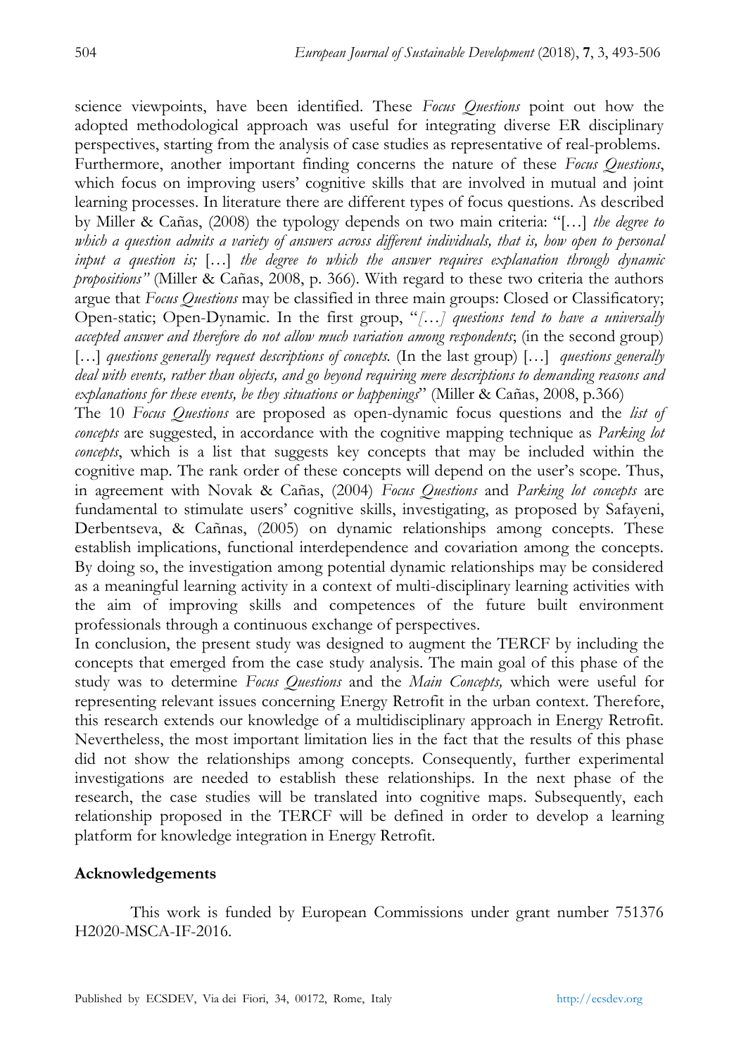science viewpoints, have been identified. These *Focus Questions* point out how the adopted methodological approach was useful for integrating diverse ER disciplinary perspectives, starting from the analysis of case studies as representative of real-problems. Furthermore, another important finding concerns the nature of these *Focus Questions*, which focus on improving users' cognitive skills that are involved in mutual and joint learning processes. In literature there are different types of focus questions. As described by Miller & Cañas, (2008) the typology depends on two main criteria: "[…] *the degree to which a question admits a variety of answers across different individuals, that is, how open to personal input a question is;* […] *the degree to which the answer requires explanation through dynamic propositions"* (Miller & Cañas, 2008, p. 366). With regard to these two criteria the authors argue that *Focus Questions* may be classified in three main groups: Closed or Classificatory; Open-static; Open-Dynamic. In the first group, "*[…] questions tend to have a universally accepted answer and therefore do not allow much variation among respondents*; (in the second group) […] *questions generally request descriptions of concepts.* (In the last group) […] *questions generally deal with events, rather than objects, and go beyond requiring mere descriptions to demanding reasons and explanations for these events, be they situations or happenings*" (Miller & Cañas, 2008, p.366)

The 10 *Focus Questions* are proposed as open-dynamic focus questions and the *list of concepts* are suggested, in accordance with the cognitive mapping technique as *Parking lot concepts*, which is a list that suggests key concepts that may be included within the cognitive map. The rank order of these concepts will depend on the user's scope. Thus, in agreement with Novak & Cañas, (2004) *Focus Questions* and *Parking lot concepts* are fundamental to stimulate users' cognitive skills, investigating, as proposed by Safayeni, Derbentseva, & Caññas, (2005) on dynamic relationships among concepts. These establish implications, functional interdependence and covariation among the concepts. By doing so, the investigation among potential dynamic relationships may be considered as a meaningful learning activity in a context of multi-disciplinary learning activities with the aim of improving skills and competences of the future built environment professionals through a continuous exchange of perspectives.

In conclusion, the present study was designed to augment the TERCF by including the concepts that emerged from the case study analysis. The main goal of this phase of the study was to determine *Focus Questions* and the *Main Concepts,* which were useful for representing relevant issues concerning Energy Retrofit in the urban context. Therefore, this research extends our knowledge of a multidisciplinary approach in Energy Retrofit. Nevertheless, the most important limitation lies in the fact that the results of this phase did not show the relationships among concepts. Consequently, further experimental investigations are needed to establish these relationships. In the next phase of the research, the case studies will be translated into cognitive maps. Subsequently, each relationship proposed in the TERCF will be defined in order to develop a learning platform for knowledge integration in Energy Retrofit.

## Acknowledgements

This work is funded by European Commissions under grant number 751376 H2020-MSCA-IF-2016.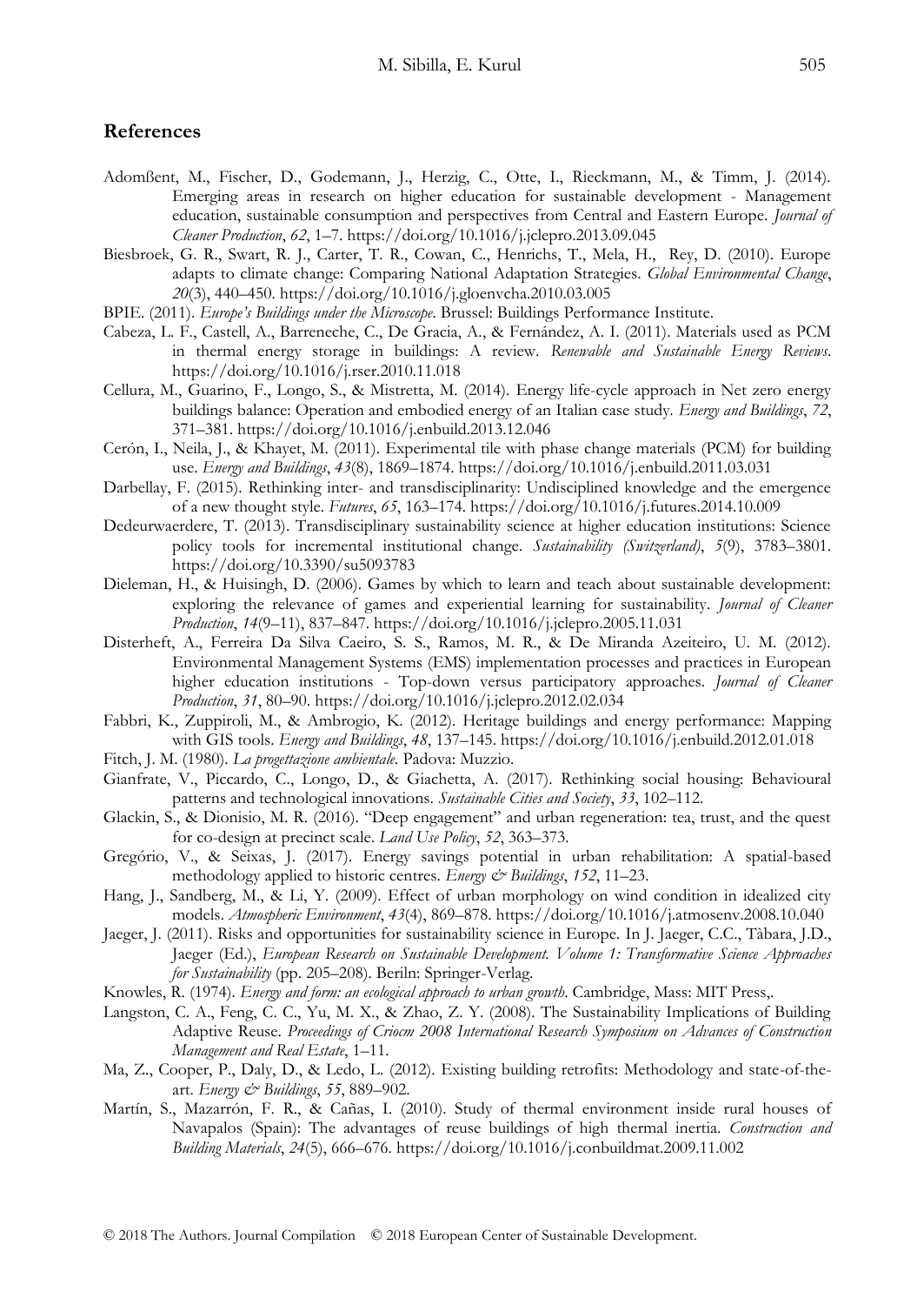## References

Adomßent, M., Fischer, D., Godemann, J., Herzig, C., Otte, I., Rieckmann, M., & Timm, J. (2014). Emerging areas in research on higher education for sustainable development - Management education, sustainable consumption and perspectives from Central and Eastern Europe. *Journal of Cleaner Production*, *62*, 1–7. https://doi.org/10.1016/j.jclepro.2013.09.045

Biesbroek, G. R., Swart, R. J., Carter, T. R., Cowan, C., Henrichs, T., Mela, H., Rey, D. (2010). Europe adapts to climate change: Comparing National Adaptation Strategies. *Global Environmental Change*, *20*(3), 440–450. https://doi.org/10.1016/j.gloenvcha.2010.03.005

BPIE. (2011). *Europe's Buildings under the Microscope*. Brussel: Buildings Performance Institute.

Cabeza, L. F., Castell, A., Barreneche, C., De Gracia, A., & Fernández, A. I. (2011). Materials used as PCM in thermal energy storage in buildings: A review. *Renewable and Sustainable Energy Reviews*. https://doi.org/10.1016/j.rser.2010.11.018

Cellura, M., Guarino, F., Longo, S., & Mistretta, M. (2014). Energy life-cycle approach in Net zero energy buildings balance: Operation and embodied energy of an Italian case study. *Energy and Buildings*, *72*, 371–381. https://doi.org/10.1016/j.enbuild.2013.12.046

Cerón, I., Neila, J., & Khayet, M. (2011). Experimental tile with phase change materials (PCM) for building use. *Energy and Buildings*, *43*(8), 1869–1874. https://doi.org/10.1016/j.enbuild.2011.03.031

Darbellay, F. (2015). Rethinking inter- and transdisciplinarity: Undisciplined knowledge and the emergence of a new thought style. *Futures*, *65*, 163–174. https://doi.org/10.1016/j.futures.2014.10.009

Dedeurwaerdere, T. (2013). Transdisciplinary sustainability science at higher education institutions: Science policy tools for incremental institutional change. *Sustainability (Switzerland)*, *5*(9), 3783–3801. https://doi.org/10.3390/su5093783

Dieleman, H., & Huisingh, D. (2006). Games by which to learn and teach about sustainable development: exploring the relevance of games and experiential learning for sustainability. *Journal of Cleaner Production*, *14*(9–11), 837–847. https://doi.org/10.1016/j.jclepro.2005.11.031

Disterheft, A., Ferreira Da Silva Caeiro, S. S., Ramos, M. R., & De Miranda Azeiteiro, U. M. (2012). Environmental Management Systems (EMS) implementation processes and practices in European higher education institutions - Top-down versus participatory approaches. *Journal of Cleaner Production*, *31*, 80–90. https://doi.org/10.1016/j.jclepro.2012.02.034

Fabbri, K., Zuppiroli, M., & Ambrogio, K. (2012). Heritage buildings and energy performance: Mapping with GIS tools. *Energy and Buildings*, *48*, 137–145. https://doi.org/10.1016/j.enbuild.2012.01.018

Fitch, J. M. (1980). *La progettazione ambientale*. Padova: Muzzio.

Gianfrate, V., Piccardo, C., Longo, D., & Giachetta, A. (2017). Rethinking social housing: Behavioural patterns and technological innovations. *Sustainable Cities and Society*, *33*, 102–112.

Glackin, S., & Dionisio, M. R. (2016). "Deep engagement" and urban regeneration: tea, trust, and the quest for co-design at precinct scale. *Land Use Policy*, *52*, 363–373.

Gregório, V., & Seixas, J. (2017). Energy savings potential in urban rehabilitation: A spatial-based methodology applied to historic centres. *Energy & Buildings*, *152*, 11–23.

Hang, J., Sandberg, M., & Li, Y. (2009). Effect of urban morphology on wind condition in idealized city models. *Atmospheric Environment*, *43*(4), 869–878. https://doi.org/10.1016/j.atmosenv.2008.10.040

Jaeger, J. (2011). Risks and opportunities for sustainability science in Europe. In J. Jaeger, C.C., Tàbara, J.D., Jaeger (Ed.), *European Research on Sustainable Development. Volume 1: Transformative Science Approaches for Sustainability* (pp. 205–208). Beriln: Springer-Verlag.

Knowles, R. (1974). *Energy and form: an ecological approach to urban growth*. Cambridge, Mass: MIT Press,.

Langston, C. A., Feng, C. C., Yu, M. X., & Zhao, Z. Y. (2008). The Sustainability Implications of Building Adaptive Reuse. *Proceedings of Criocm 2008 International Research Symposium on Advances of Construction Management and Real Estate*, 1–11.

Ma, Z., Cooper, P., Daly, D., & Ledo, L. (2012). Existing building retrofits: Methodology and state-of-the-art. *Energy & Buildings*, *55*, 889–902.

Martín, S., Mazarrón, F. R., & Cañas, I. (2010). Study of thermal environment inside rural houses of Navapalos (Spain): The advantages of reuse buildings of high thermal inertia. *Construction and Building Materials*, *24*(5), 666–676. https://doi.org/10.1016/j.conbuildmat.2009.11.002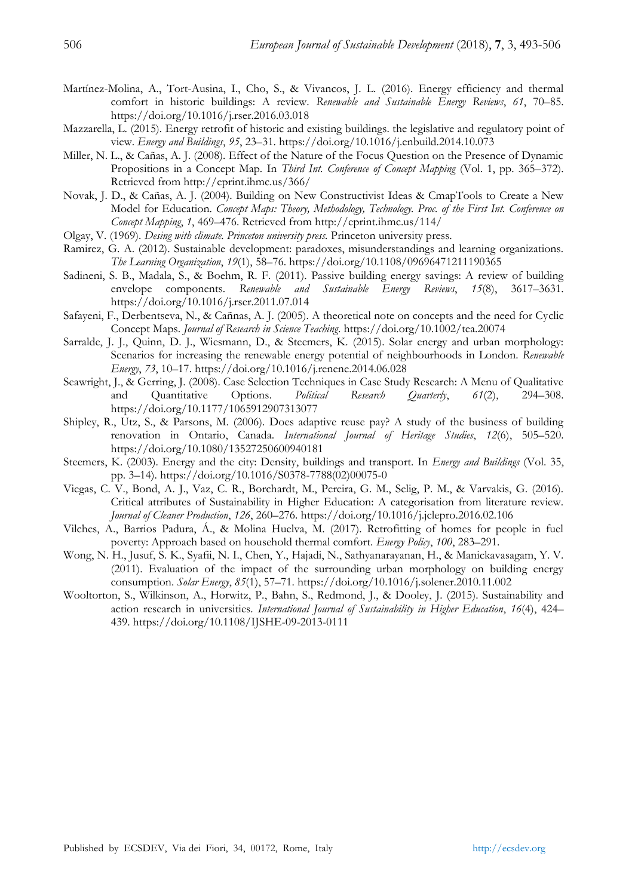- Martínez-Molina, A., Tort-Ausina, I., Cho, S., & Vivancos, J. L. (2016). Energy efficiency and thermal comfort in historic buildings: A review. *Renewable and Sustainable Energy Reviews*, *61*, 70–85. https://doi.org/10.1016/j.rser.2016.03.018
- Mazzarella, L. (2015). Energy retrofit of historic and existing buildings. the legislative and regulatory point of view. *Energy and Buildings*, *95*, 23–31. https://doi.org/10.1016/j.enbuild.2014.10.073
- Miller, N. L., & Cañas, A. J. (2008). Effect of the Nature of the Focus Question on the Presence of Dynamic Propositions in a Concept Map. In *Third Int. Conference of Concept Mapping* (Vol. 1, pp. 365–372). Retrieved from http://eprint.ihmc.us/366/
- Novak, J. D., & Cañas, A. J. (2004). Building on New Constructivist Ideas & CmapTools to Create a New Model for Education. *Concept Maps: Theory, Methodology, Technology. Proc. of the First Int. Conference on Concept Mapping*, *1*, 469–476. Retrieved from http://eprint.ihmc.us/114/
- Olgay, V. (1969). *Desing with climate. Princeton university press.* Princeton university press.
- Ramirez, G. A. (2012). Sustainable development: paradoxes, misunderstandings and learning organizations. *The Learning Organization*, *19*(1), 58–76. https://doi.org/10.1108/09696471211190365
- Sadineni, S. B., Madala, S., & Boehm, R. F. (2011). Passive building energy savings: A review of building envelope components. *Renewable and Sustainable Energy Reviews*, *15*(8), 3617–3631. https://doi.org/10.1016/j.rser.2011.07.014
- Safayeni, F., Derbentseva, N., & Cañnas, A. J. (2005). A theoretical note on concepts and the need for Cyclic Concept Maps. *Journal of Research in Science Teaching*. https://doi.org/10.1002/tea.20074
- Sarralde, J. J., Quinn, D. J., Wiesmann, D., & Steemers, K. (2015). Solar energy and urban morphology: Scenarios for increasing the renewable energy potential of neighbourhoods in London. *Renewable Energy*, *73*, 10–17. https://doi.org/10.1016/j.renene.2014.06.028
- Seawright, J., & Gerring, J. (2008). Case Selection Techniques in Case Study Research: A Menu of Qualitative and Quantitative Options. *Political Research Quarterly*, *61*(2), 294–308. https://doi.org/10.1177/1065912907313077
- Shipley, R., Utz, S., & Parsons, M. (2006). Does adaptive reuse pay? A study of the business of building renovation in Ontario, Canada. *International Journal of Heritage Studies*, *12*(6), 505–520. https://doi.org/10.1080/13527250600940181
- Steemers, K. (2003). Energy and the city: Density, buildings and transport. In *Energy and Buildings* (Vol. 35, pp. 3–14). https://doi.org/10.1016/S0378-7788(02)00075-0
- Viegas, C. V., Bond, A. J., Vaz, C. R., Borchardt, M., Pereira, G. M., Selig, P. M., & Varvakis, G. (2016). Critical attributes of Sustainability in Higher Education: A categorisation from literature review. *Journal of Cleaner Production*, *126*, 260–276. https://doi.org/10.1016/j.jclepro.2016.02.106
- Vilches, A., Barrios Padura, Á., & Molina Huelva, M. (2017). Retrofitting of homes for people in fuel poverty: Approach based on household thermal comfort. *Energy Policy*, *100*, 283–291.
- Wong, N. H., Jusuf, S. K., Syafii, N. I., Chen, Y., Hajadi, N., Sathyanarayanan, H., & Manickavasagam, Y. V. (2011). Evaluation of the impact of the surrounding urban morphology on building energy consumption. *Solar Energy*, *85*(1), 57–71. https://doi.org/10.1016/j.solener.2010.11.002
- Wooltorton, S., Wilkinson, A., Horwitz, P., Bahn, S., Redmond, J., & Dooley, J. (2015). Sustainability and action research in universities. *International Journal of Sustainability in Higher Education*, *16*(4), 424–439. https://doi.org/10.1108/IJSHE-09-2013-0111